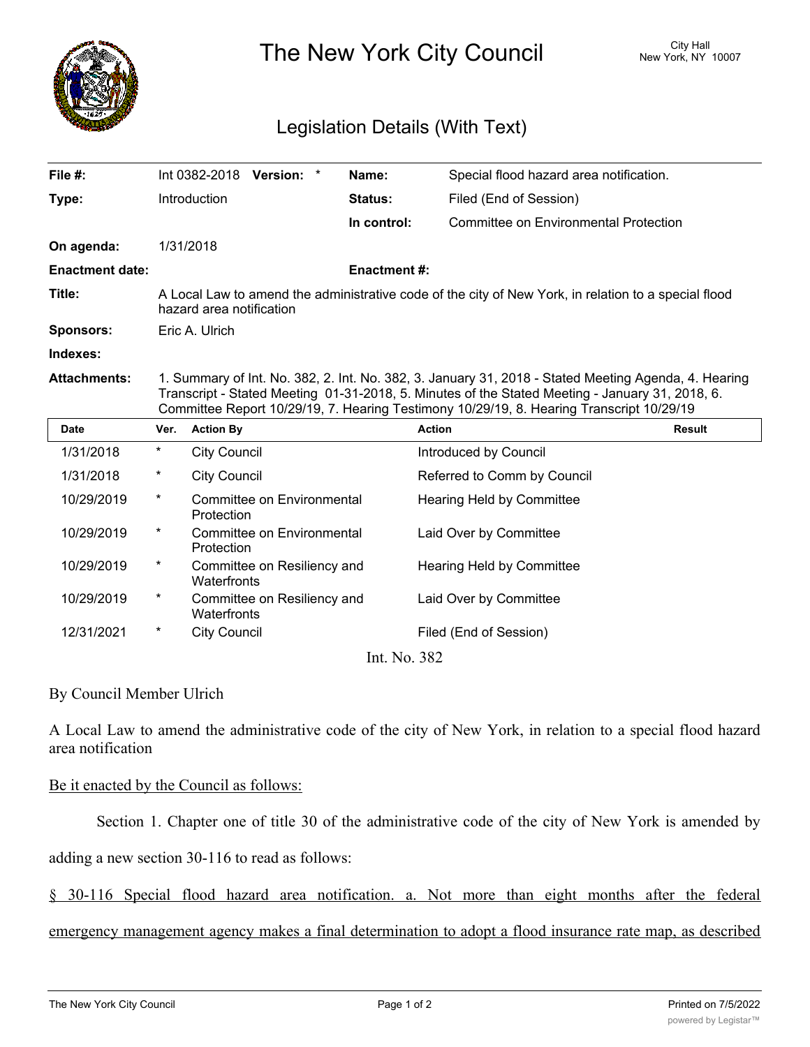# The New York City Council

City Hall
New York, NY 10007

## Legislation Details (With Text)

| | | | |
|---|---|---|---|
| **File #:** | Int 0382-2018 **Version:** * | **Name:** | Special flood hazard area notification. |
| **Type:** | Introduction | **Status:** | Filed (End of Session) |
| | | **In control:** | Committee on Environmental Protection |
| **On agenda:** | 1/31/2018 | | |
| **Enactment date:** | | **Enactment #:** | |

**Title:** A Local Law to amend the administrative code of the city of New York, in relation to a special flood hazard area notification

**Sponsors:** Eric A. Ulrich

**Indexes:**

**Attachments:** 1. Summary of Int. No. 382, 2. Int. No. 382, 3. January 31, 2018 - Stated Meeting Agenda, 4. Hearing Transcript - Stated Meeting 01-31-2018, 5. Minutes of the Stated Meeting - January 31, 2018, 6. Committee Report 10/29/19, 7. Hearing Testimony 10/29/19, 8. Hearing Transcript 10/29/19

| Date | Ver. | Action By | Action | Result |
|---|---|---|---|---|
| 1/31/2018 | * | City Council | Introduced by Council | |
| 1/31/2018 | * | City Council | Referred to Comm by Council | |
| 10/29/2019 | * | Committee on Environmental Protection | Hearing Held by Committee | |
| 10/29/2019 | * | Committee on Environmental Protection | Laid Over by Committee | |
| 10/29/2019 | * | Committee on Resiliency and Waterfronts | Hearing Held by Committee | |
| 10/29/2019 | * | Committee on Resiliency and Waterfronts | Laid Over by Committee | |
| 12/31/2021 | * | City Council | Filed (End of Session) | |

Int. No. 382

By Council Member Ulrich

A Local Law to amend the administrative code of the city of New York, in relation to a special flood hazard area notification

Be it enacted by the Council as follows:

Section 1. Chapter one of title 30 of the administrative code of the city of New York is amended by adding a new section 30-116 to read as follows:

§ 30-116 Special flood hazard area notification. a. Not more than eight months after the federal emergency management agency makes a final determination to adopt a flood insurance rate map, as described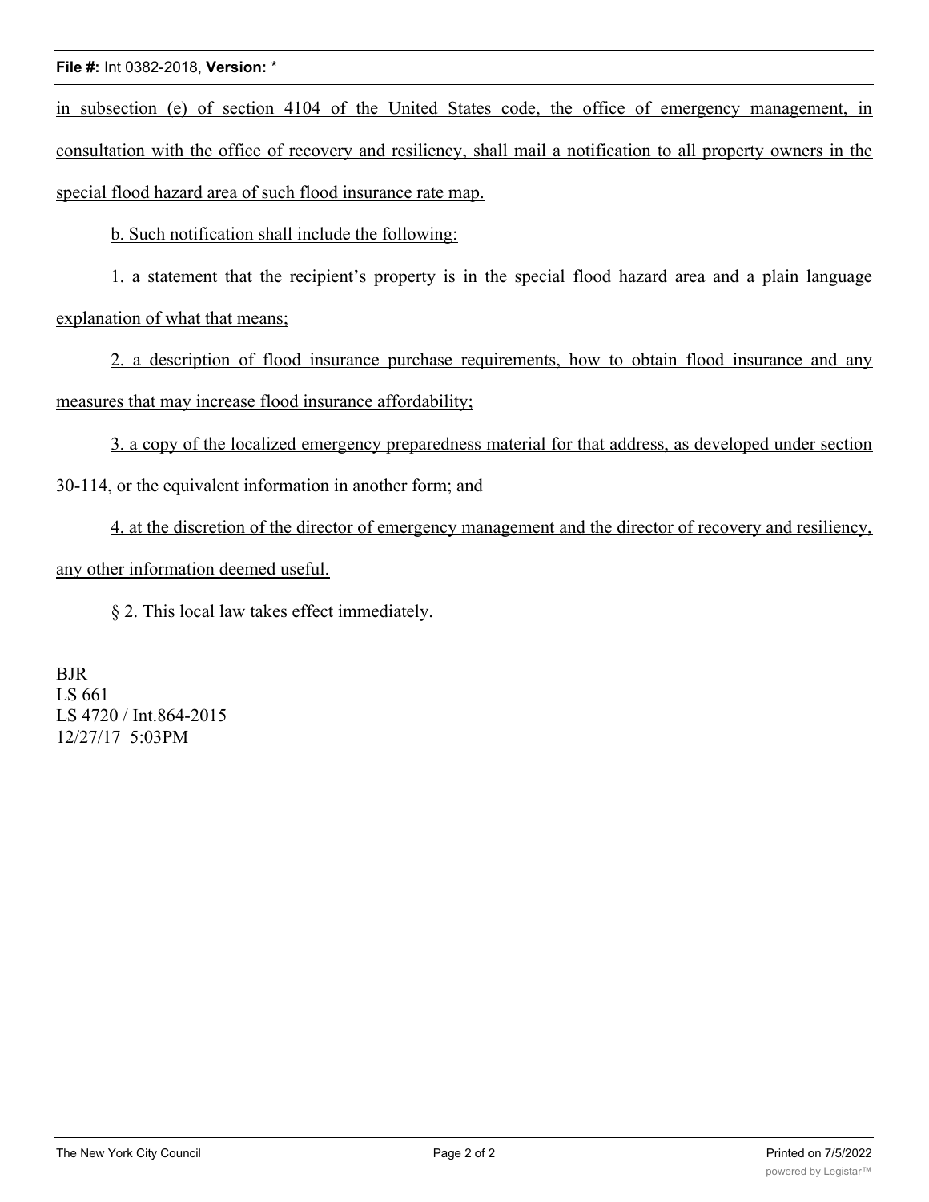in subsection (e) of section 4104 of the United States code, the office of emergency management, in consultation with the office of recovery and resiliency, shall mail a notification to all property owners in the special flood hazard area of such flood insurance rate map.

b. Such notification shall include the following:

1. a statement that the recipient's property is in the special flood hazard area and a plain language explanation of what that means;

2. a description of flood insurance purchase requirements, how to obtain flood insurance and any measures that may increase flood insurance affordability;

3. a copy of the localized emergency preparedness material for that address, as developed under section 30-114, or the equivalent information in another form; and

4. at the discretion of the director of emergency management and the director of recovery and resiliency, any other information deemed useful.

§ 2. This local law takes effect immediately.

BJR
LS 661
LS 4720 / Int.864-2015
12/27/17 5:03PM